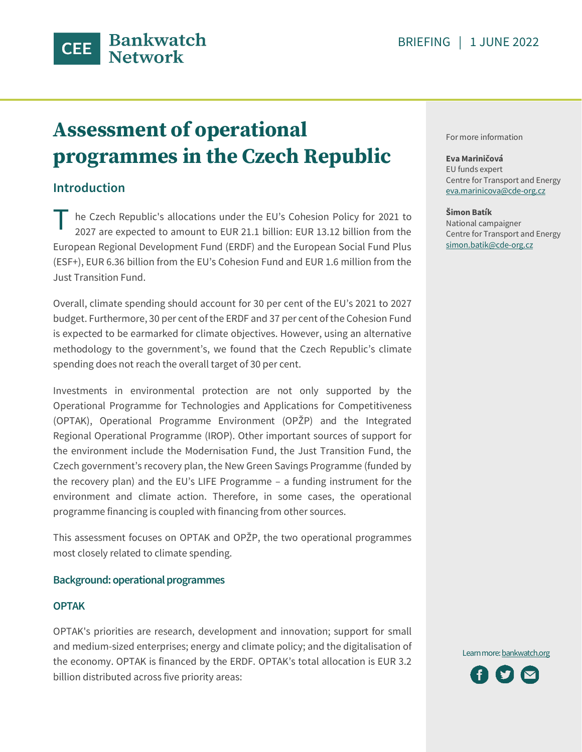CEE Bankwatch Network

BRIEFING | 1 JUNE 2022

# Assessment of operational programmes in the Czech Republic

## Introduction

The Czech Republic's allocations under the EU's Cohesion Policy for 2021 to 2027 are expected to amount to EUR 21.1 billion: EUR 13.12 billion from the European Regional Development Fund (ERDF) and the European Social Fund Plus (ESF+), EUR 6.36 billion from the EU's Cohesion Fund and EUR 1.6 million from the Just Transition Fund.

Overall, climate spending should account for 30 per cent of the EU's 2021 to 2027 budget. Furthermore, 30 per cent of the ERDF and 37 per cent of the Cohesion Fund is expected to be earmarked for climate objectives. However, using an alternative methodology to the government's, we found that the Czech Republic's climate spending does not reach the overall target of 30 per cent.

Investments in environmental protection are not only supported by the Operational Programme for Technologies and Applications for Competitiveness (OPTAK), Operational Programme Environment (OPŽP) and the Integrated Regional Operational Programme (IROP). Other important sources of support for the environment include the Modernisation Fund, the Just Transition Fund, the Czech government's recovery plan, the New Green Savings Programme (funded by the recovery plan) and the EU's LIFE Programme – a funding instrument for the environment and climate action. Therefore, in some cases, the operational programme financing is coupled with financing from other sources.

This assessment focuses on OPTAK and OPŽP, the two operational programmes most closely related to climate spending.

### Background: operational programmes

#### OPTAK

OPTAK's priorities are research, development and innovation; support for small and medium-sized enterprises; energy and climate policy; and the digitalisation of the economy. OPTAK is financed by the ERDF. OPTAK's total allocation is EUR 3.2 billion distributed across five priority areas:

For more information

**Eva Mariničová**
EU funds expert
Centre for Transport and Energy
eva.marinicova@cde-org.cz

**Šimon Batík**
National campaigner
Centre for Transport and Energy
simon.batik@cde-org.cz

Learn more: bankwatch.org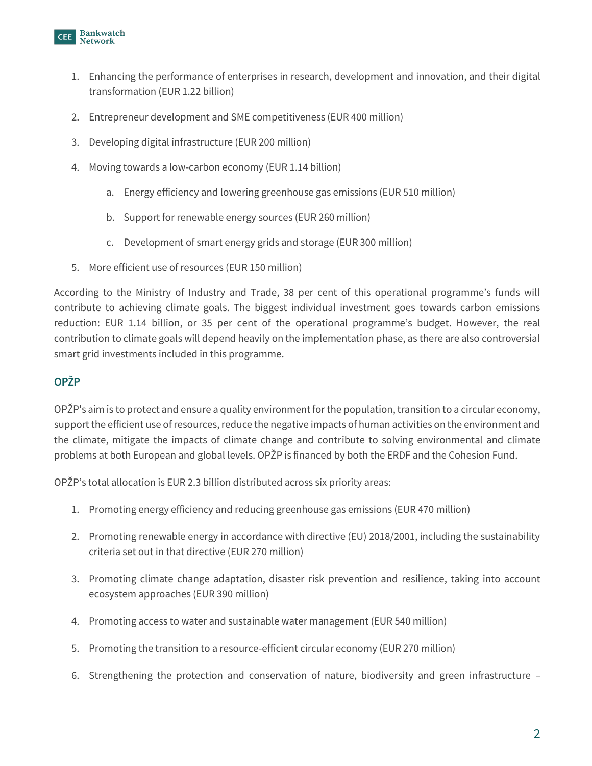1. Enhancing the performance of enterprises in research, development and innovation, and their digital transformation (EUR 1.22 billion)
2. Entrepreneur development and SME competitiveness (EUR 400 million)
3. Developing digital infrastructure (EUR 200 million)
4. Moving towards a low-carbon economy (EUR 1.14 billion)
   a. Energy efficiency and lowering greenhouse gas emissions (EUR 510 million)
   b. Support for renewable energy sources (EUR 260 million)
   c. Development of smart energy grids and storage (EUR 300 million)
5. More efficient use of resources (EUR 150 million)

According to the Ministry of Industry and Trade, 38 per cent of this operational programme's funds will contribute to achieving climate goals. The biggest individual investment goes towards carbon emissions reduction: EUR 1.14 billion, or 35 per cent of the operational programme's budget. However, the real contribution to climate goals will depend heavily on the implementation phase, as there are also controversial smart grid investments included in this programme.

### OPŽP

OPŽP's aim is to protect and ensure a quality environment for the population, transition to a circular economy, support the efficient use of resources, reduce the negative impacts of human activities on the environment and the climate, mitigate the impacts of climate change and contribute to solving environmental and climate problems at both European and global levels. OPŽP is financed by both the ERDF and the Cohesion Fund.

OPŽP's total allocation is EUR 2.3 billion distributed across six priority areas:

1. Promoting energy efficiency and reducing greenhouse gas emissions (EUR 470 million)
2. Promoting renewable energy in accordance with directive (EU) 2018/2001, including the sustainability criteria set out in that directive (EUR 270 million)
3. Promoting climate change adaptation, disaster risk prevention and resilience, taking into account ecosystem approaches (EUR 390 million)
4. Promoting access to water and sustainable water management (EUR 540 million)
5. Promoting the transition to a resource-efficient circular economy (EUR 270 million)
6. Strengthening the protection and conservation of nature, biodiversity and green infrastructure –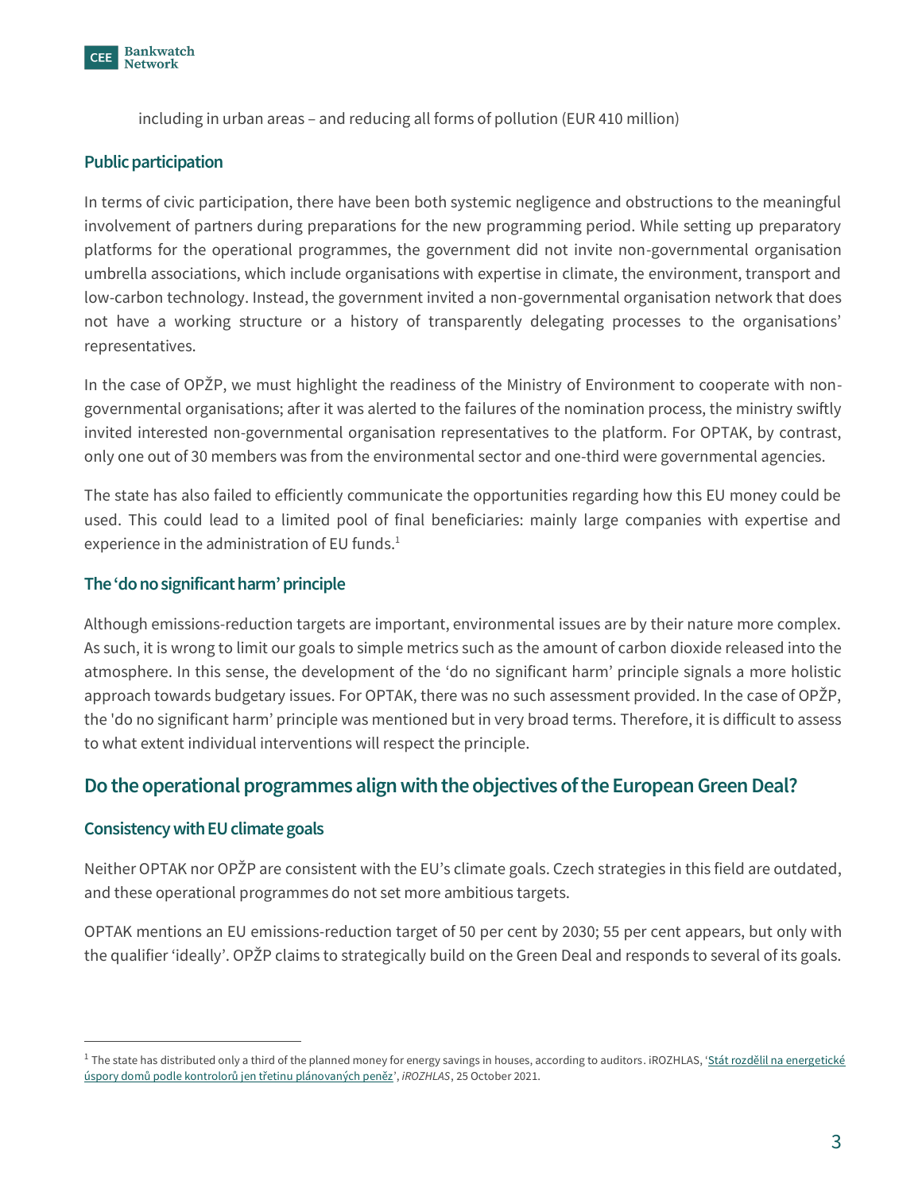including in urban areas – and reducing all forms of pollution (EUR 410 million)

### Public participation

In terms of civic participation, there have been both systemic negligence and obstructions to the meaningful involvement of partners during preparations for the new programming period. While setting up preparatory platforms for the operational programmes, the government did not invite non-governmental organisation umbrella associations, which include organisations with expertise in climate, the environment, transport and low-carbon technology. Instead, the government invited a non-governmental organisation network that does not have a working structure or a history of transparently delegating processes to the organisations' representatives.

In the case of OPŽP, we must highlight the readiness of the Ministry of Environment to cooperate with non-governmental organisations; after it was alerted to the failures of the nomination process, the ministry swiftly invited interested non-governmental organisation representatives to the platform. For OPTAK, by contrast, only one out of 30 members was from the environmental sector and one-third were governmental agencies.

The state has also failed to efficiently communicate the opportunities regarding how this EU money could be used. This could lead to a limited pool of final beneficiaries: mainly large companies with expertise and experience in the administration of EU funds.[1]

### The 'do no significant harm' principle

Although emissions-reduction targets are important, environmental issues are by their nature more complex. As such, it is wrong to limit our goals to simple metrics such as the amount of carbon dioxide released into the atmosphere. In this sense, the development of the 'do no significant harm' principle signals a more holistic approach towards budgetary issues. For OPTAK, there was no such assessment provided. In the case of OPŽP, the 'do no significant harm' principle was mentioned but in very broad terms. Therefore, it is difficult to assess to what extent individual interventions will respect the principle.

## Do the operational programmes align with the objectives of the European Green Deal?

### Consistency with EU climate goals

Neither OPTAK nor OPŽP are consistent with the EU's climate goals. Czech strategies in this field are outdated, and these operational programmes do not set more ambitious targets.

OPTAK mentions an EU emissions-reduction target of 50 per cent by 2030; 55 per cent appears, but only with the qualifier 'ideally'. OPŽP claims to strategically build on the Green Deal and responds to several of its goals.

---

[1] The state has distributed only a third of the planned money for energy savings in houses, according to auditors. iROZHLAS, 'Stát rozdělil na energetické úspory domů podle kontrolorů jen třetinu plánovaných peněz', *iROZHLAS*, 25 October 2021.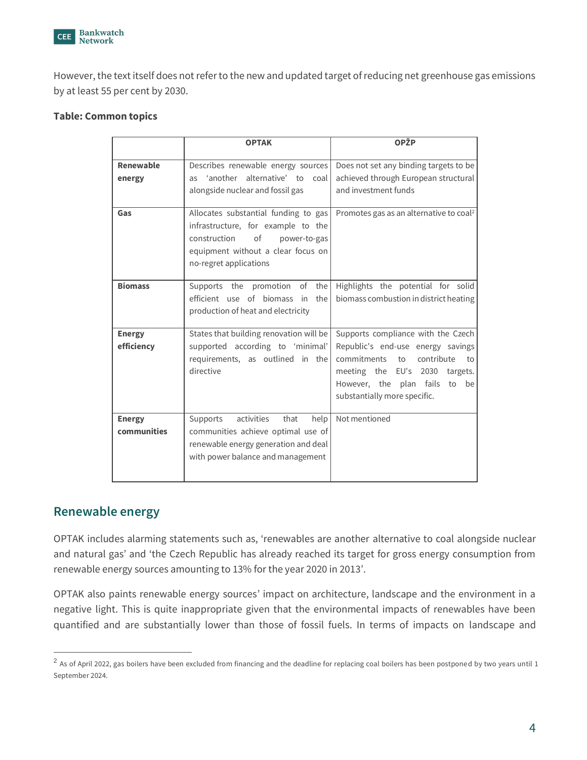However, the text itself does not refer to the new and updated target of reducing net greenhouse gas emissions by at least 55 per cent by 2030.

**Table: Common topics**

| | OPTAK | OPŽP |
|---|---|---|
| **Renewable energy** | Describes renewable energy sources as 'another alternative' to coal alongside nuclear and fossil gas | Does not set any binding targets to be achieved through European structural and investment funds |
| **Gas** | Allocates substantial funding to gas infrastructure, for example to the construction of power-to-gas equipment without a clear focus on no-regret applications | Promotes gas as an alternative to coal[2] |
| **Biomass** | Supports the promotion of the efficient use of biomass in the production of heat and electricity | Highlights the potential for solid biomass combustion in district heating |
| **Energy efficiency** | States that building renovation will be supported according to 'minimal' requirements, as outlined in the directive | Supports compliance with the Czech Republic's end-use energy savings commitments to contribute to meeting the EU's 2030 targets. However, the plan fails to be substantially more specific. |
| **Energy communities** | Supports activities that help communities achieve optimal use of renewable energy generation and deal with power balance and management | Not mentioned |

## Renewable energy

OPTAK includes alarming statements such as, 'renewables are another alternative to coal alongside nuclear and natural gas' and 'the Czech Republic has already reached its target for gross energy consumption from renewable energy sources amounting to 13% for the year 2020 in 2013'.

OPTAK also paints renewable energy sources' impact on architecture, landscape and the environment in a negative light. This is quite inappropriate given that the environmental impacts of renewables have been quantified and are substantially lower than those of fossil fuels. In terms of impacts on landscape and

[2] As of April 2022, gas boilers have been excluded from financing and the deadline for replacing coal boilers has been postponed by two years until 1 September 2024.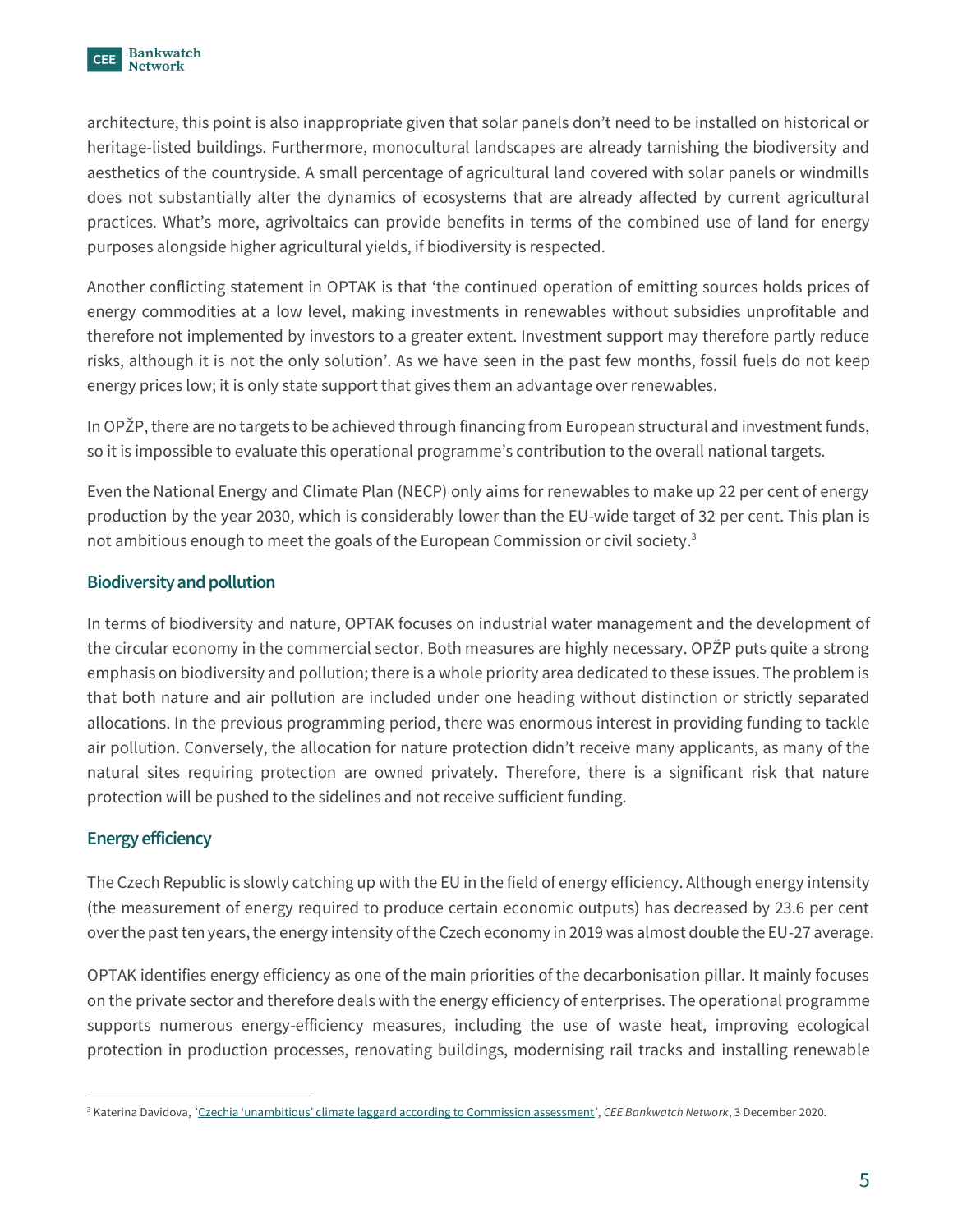architecture, this point is also inappropriate given that solar panels don't need to be installed on historical or heritage-listed buildings. Furthermore, monocultural landscapes are already tarnishing the biodiversity and aesthetics of the countryside. A small percentage of agricultural land covered with solar panels or windmills does not substantially alter the dynamics of ecosystems that are already affected by current agricultural practices. What's more, agrivoltaics can provide benefits in terms of the combined use of land for energy purposes alongside higher agricultural yields, if biodiversity is respected.

Another conflicting statement in OPTAK is that 'the continued operation of emitting sources holds prices of energy commodities at a low level, making investments in renewables without subsidies unprofitable and therefore not implemented by investors to a greater extent. Investment support may therefore partly reduce risks, although it is not the only solution'. As we have seen in the past few months, fossil fuels do not keep energy prices low; it is only state support that gives them an advantage over renewables.

In OPŽP, there are no targets to be achieved through financing from European structural and investment funds, so it is impossible to evaluate this operational programme's contribution to the overall national targets.

Even the National Energy and Climate Plan (NECP) only aims for renewables to make up 22 per cent of energy production by the year 2030, which is considerably lower than the EU-wide target of 32 per cent. This plan is not ambitious enough to meet the goals of the European Commission or civil society.[3]

### Biodiversity and pollution

In terms of biodiversity and nature, OPTAK focuses on industrial water management and the development of the circular economy in the commercial sector. Both measures are highly necessary. OPŽP puts quite a strong emphasis on biodiversity and pollution; there is a whole priority area dedicated to these issues. The problem is that both nature and air pollution are included under one heading without distinction or strictly separated allocations. In the previous programming period, there was enormous interest in providing funding to tackle air pollution. Conversely, the allocation for nature protection didn't receive many applicants, as many of the natural sites requiring protection are owned privately. Therefore, there is a significant risk that nature protection will be pushed to the sidelines and not receive sufficient funding.

### Energy efficiency

The Czech Republic is slowly catching up with the EU in the field of energy efficiency. Although energy intensity (the measurement of energy required to produce certain economic outputs) has decreased by 23.6 per cent over the past ten years, the energy intensity of the Czech economy in 2019 was almost double the EU-27 average.

OPTAK identifies energy efficiency as one of the main priorities of the decarbonisation pillar. It mainly focuses on the private sector and therefore deals with the energy efficiency of enterprises. The operational programme supports numerous energy-efficiency measures, including the use of waste heat, improving ecological protection in production processes, renovating buildings, modernising rail tracks and installing renewable

---

[3] Katerina Davidova, '[Czechia 'unambitious' climate laggard according to Commission assessment](#)', *CEE Bankwatch Network*, 3 December 2020.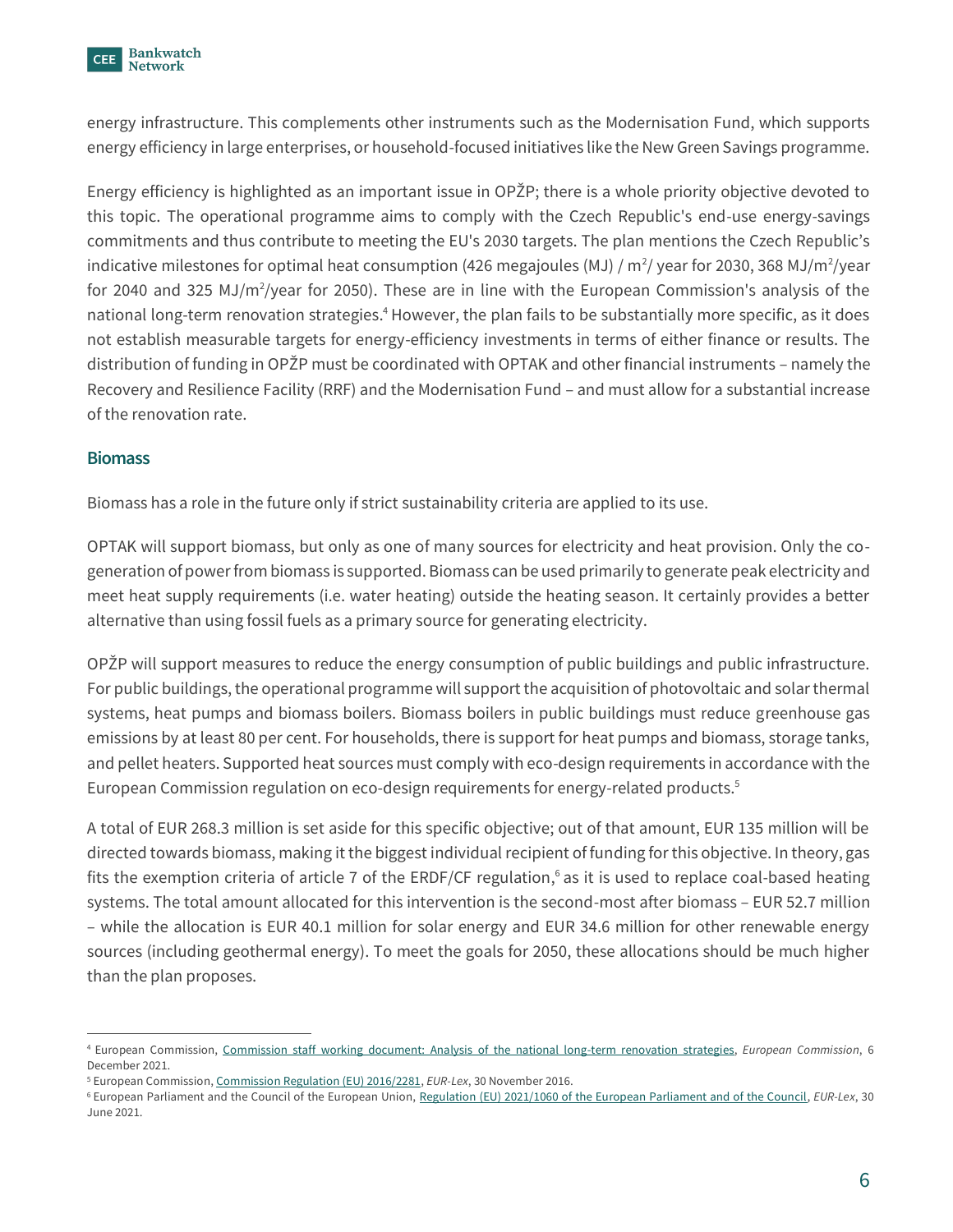energy infrastructure. This complements other instruments such as the Modernisation Fund, which supports energy efficiency in large enterprises, or household-focused initiatives like the New Green Savings programme.

Energy efficiency is highlighted as an important issue in OPŽP; there is a whole priority objective devoted to this topic. The operational programme aims to comply with the Czech Republic's end-use energy-savings commitments and thus contribute to meeting the EU's 2030 targets. The plan mentions the Czech Republic's indicative milestones for optimal heat consumption (426 megajoules (MJ) / $m^2$/ year for 2030, 368 MJ/$m^2$/year for 2040 and 325 MJ/$m^2$/year for 2050). These are in line with the European Commission's analysis of the national long-term renovation strategies.[4] However, the plan fails to be substantially more specific, as it does not establish measurable targets for energy-efficiency investments in terms of either finance or results. The distribution of funding in OPŽP must be coordinated with OPTAK and other financial instruments – namely the Recovery and Resilience Facility (RRF) and the Modernisation Fund – and must allow for a substantial increase of the renovation rate.

### Biomass

Biomass has a role in the future only if strict sustainability criteria are applied to its use.

OPTAK will support biomass, but only as one of many sources for electricity and heat provision. Only the co-generation of power from biomass is supported. Biomass can be used primarily to generate peak electricity and meet heat supply requirements (i.e. water heating) outside the heating season. It certainly provides a better alternative than using fossil fuels as a primary source for generating electricity.

OPŽP will support measures to reduce the energy consumption of public buildings and public infrastructure. For public buildings, the operational programme will support the acquisition of photovoltaic and solar thermal systems, heat pumps and biomass boilers. Biomass boilers in public buildings must reduce greenhouse gas emissions by at least 80 per cent. For households, there is support for heat pumps and biomass, storage tanks, and pellet heaters. Supported heat sources must comply with eco-design requirements in accordance with the European Commission regulation on eco-design requirements for energy-related products.[5]

A total of EUR 268.3 million is set aside for this specific objective; out of that amount, EUR 135 million will be directed towards biomass, making it the biggest individual recipient of funding for this objective. In theory, gas fits the exemption criteria of article 7 of the ERDF/CF regulation,[6] as it is used to replace coal-based heating systems. The total amount allocated for this intervention is the second-most after biomass – EUR 52.7 million – while the allocation is EUR 40.1 million for solar energy and EUR 34.6 million for other renewable energy sources (including geothermal energy). To meet the goals for 2050, these allocations should be much higher than the plan proposes.

---

[4] European Commission, Commission staff working document: Analysis of the national long-term renovation strategies, *European Commission*, 6 December 2021.

[5] European Commission, Commission Regulation (EU) 2016/2281, *EUR-Lex*, 30 November 2016.

[6] European Parliament and the Council of the European Union, Regulation (EU) 2021/1060 of the European Parliament and of the Council, *EUR-Lex*, 30 June 2021.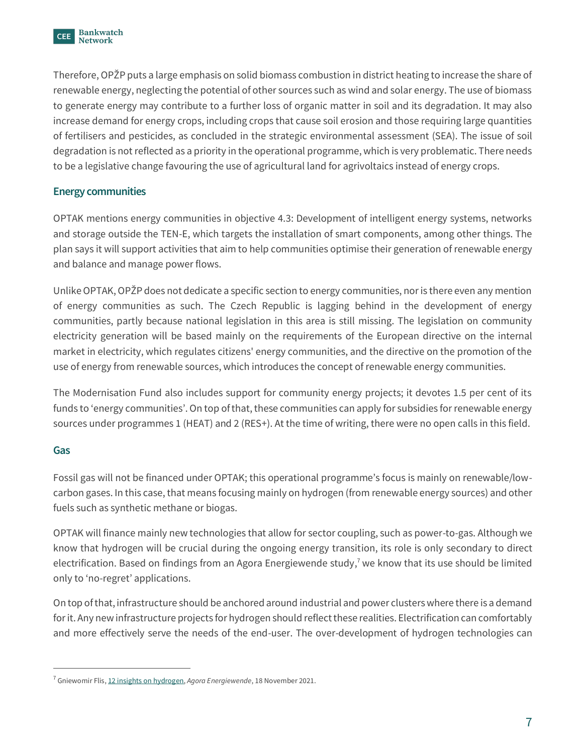Therefore, OPŽP puts a large emphasis on solid biomass combustion in district heating to increase the share of renewable energy, neglecting the potential of other sources such as wind and solar energy. The use of biomass to generate energy may contribute to a further loss of organic matter in soil and its degradation. It may also increase demand for energy crops, including crops that cause soil erosion and those requiring large quantities of fertilisers and pesticides, as concluded in the strategic environmental assessment (SEA). The issue of soil degradation is not reflected as a priority in the operational programme, which is very problematic. There needs to be a legislative change favouring the use of agricultural land for agrivoltaics instead of energy crops.

### Energy communities

OPTAK mentions energy communities in objective 4.3: Development of intelligent energy systems, networks and storage outside the TEN-E, which targets the installation of smart components, among other things. The plan says it will support activities that aim to help communities optimise their generation of renewable energy and balance and manage power flows.

Unlike OPTAK, OPŽP does not dedicate a specific section to energy communities, nor is there even any mention of energy communities as such. The Czech Republic is lagging behind in the development of energy communities, partly because national legislation in this area is still missing. The legislation on community electricity generation will be based mainly on the requirements of the European directive on the internal market in electricity, which regulates citizens' energy communities, and the directive on the promotion of the use of energy from renewable sources, which introduces the concept of renewable energy communities.

The Modernisation Fund also includes support for community energy projects; it devotes 1.5 per cent of its funds to 'energy communities'. On top of that, these communities can apply for subsidies for renewable energy sources under programmes 1 (HEAT) and 2 (RES+). At the time of writing, there were no open calls in this field.

### Gas

Fossil gas will not be financed under OPTAK; this operational programme's focus is mainly on renewable/low-carbon gases. In this case, that means focusing mainly on hydrogen (from renewable energy sources) and other fuels such as synthetic methane or biogas.

OPTAK will finance mainly new technologies that allow for sector coupling, such as power-to-gas. Although we know that hydrogen will be crucial during the ongoing energy transition, its role is only secondary to direct electrification. Based on findings from an Agora Energiewende study,[7] we know that its use should be limited only to 'no-regret' applications.

On top of that, infrastructure should be anchored around industrial and power clusters where there is a demand for it. Any new infrastructure projects for hydrogen should reflect these realities. Electrification can comfortably and more effectively serve the needs of the end-user. The over-development of hydrogen technologies can

[7] Gniewomir Flis, 12 insights on hydrogen, *Agora Energiewende*, 18 November 2021.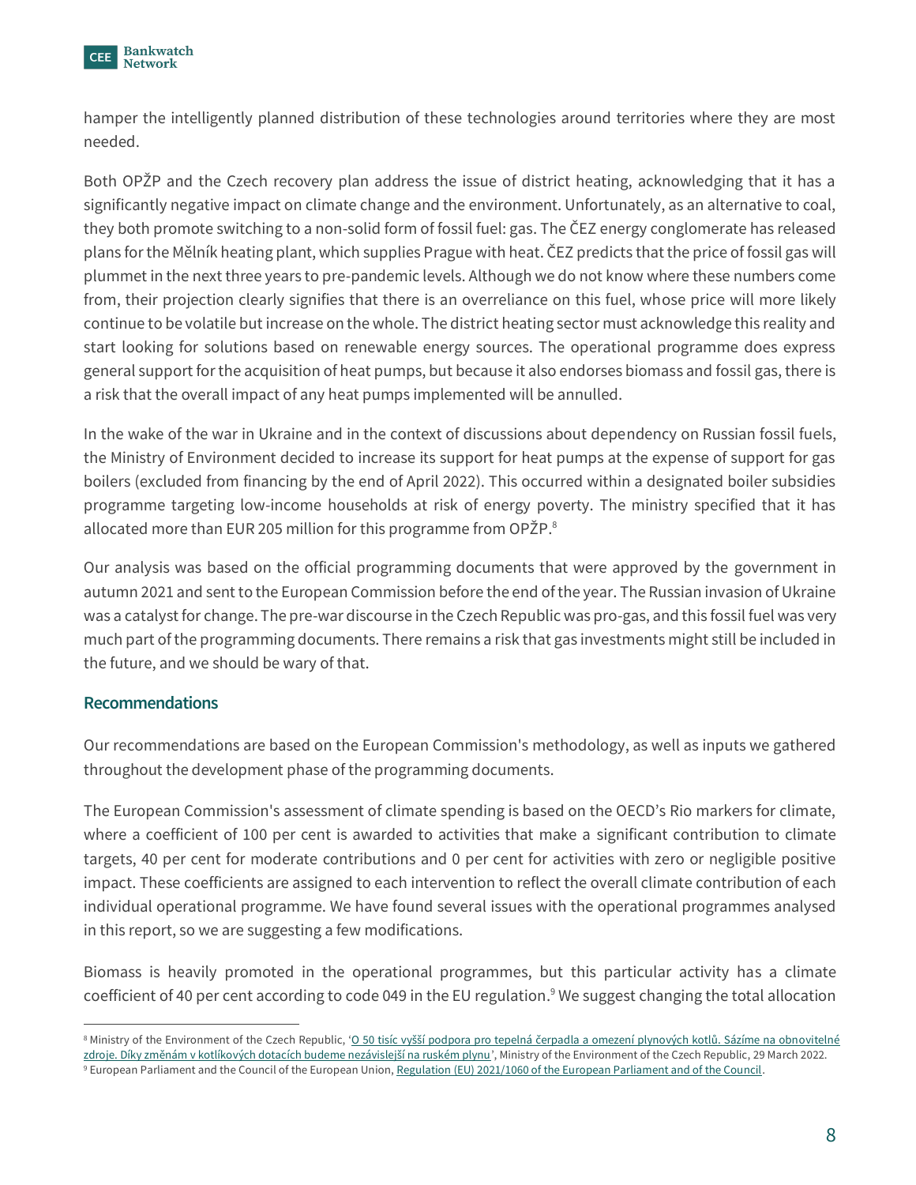hamper the intelligently planned distribution of these technologies around territories where they are most needed.

Both OPŽP and the Czech recovery plan address the issue of district heating, acknowledging that it has a significantly negative impact on climate change and the environment. Unfortunately, as an alternative to coal, they both promote switching to a non-solid form of fossil fuel: gas. The ČEZ energy conglomerate has released plans for the Mělník heating plant, which supplies Prague with heat. ČEZ predicts that the price of fossil gas will plummet in the next three years to pre-pandemic levels. Although we do not know where these numbers come from, their projection clearly signifies that there is an overreliance on this fuel, whose price will more likely continue to be volatile but increase on the whole. The district heating sector must acknowledge this reality and start looking for solutions based on renewable energy sources. The operational programme does express general support for the acquisition of heat pumps, but because it also endorses biomass and fossil gas, there is a risk that the overall impact of any heat pumps implemented will be annulled.

In the wake of the war in Ukraine and in the context of discussions about dependency on Russian fossil fuels, the Ministry of Environment decided to increase its support for heat pumps at the expense of support for gas boilers (excluded from financing by the end of April 2022). This occurred within a designated boiler subsidies programme targeting low-income households at risk of energy poverty. The ministry specified that it has allocated more than EUR 205 million for this programme from OPŽP.[8]

Our analysis was based on the official programming documents that were approved by the government in autumn 2021 and sent to the European Commission before the end of the year. The Russian invasion of Ukraine was a catalyst for change. The pre-war discourse in the Czech Republic was pro-gas, and this fossil fuel was very much part of the programming documents. There remains a risk that gas investments might still be included in the future, and we should be wary of that.

## Recommendations

Our recommendations are based on the European Commission's methodology, as well as inputs we gathered throughout the development phase of the programming documents.

The European Commission's assessment of climate spending is based on the OECD's Rio markers for climate, where a coefficient of 100 per cent is awarded to activities that make a significant contribution to climate targets, 40 per cent for moderate contributions and 0 per cent for activities with zero or negligible positive impact. These coefficients are assigned to each intervention to reflect the overall climate contribution of each individual operational programme. We have found several issues with the operational programmes analysed in this report, so we are suggesting a few modifications.

Biomass is heavily promoted in the operational programmes, but this particular activity has a climate coefficient of 40 per cent according to code 049 in the EU regulation.[9] We suggest changing the total allocation

---

[8] Ministry of the Environment of the Czech Republic, 'O 50 tisíc vyšší podpora pro tepelná čerpadla a omezení plynových kotlů. Sázíme na obnovitelné zdroje. Díky změnám v kotlíkových dotacích budeme nezávislejší na ruském plynu', Ministry of the Environment of the Czech Republic, 29 March 2022.

[9] European Parliament and the Council of the European Union, Regulation (EU) 2021/1060 of the European Parliament and of the Council.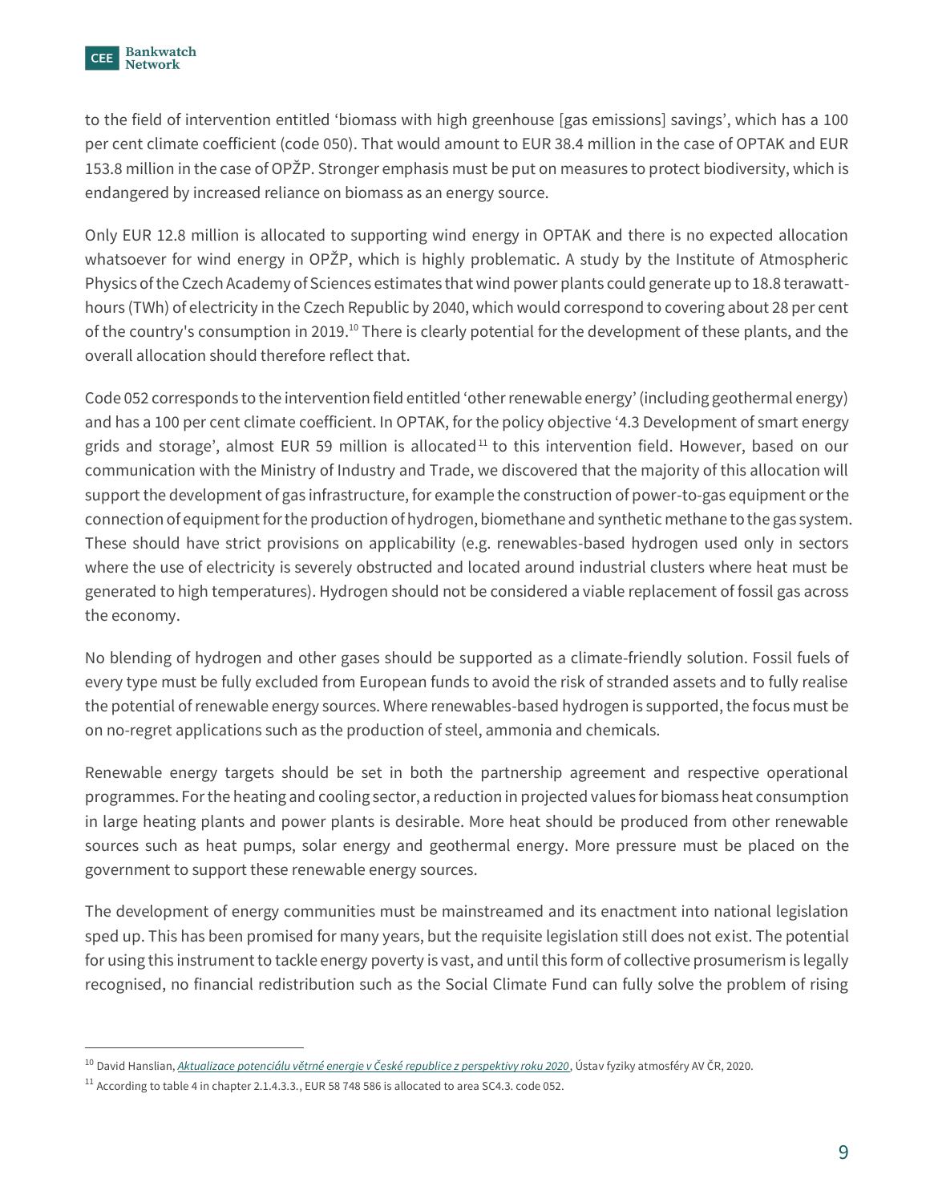to the field of intervention entitled 'biomass with high greenhouse [gas emissions] savings', which has a 100 per cent climate coefficient (code 050). That would amount to EUR 38.4 million in the case of OPTAK and EUR 153.8 million in the case of OPŽP. Stronger emphasis must be put on measures to protect biodiversity, which is endangered by increased reliance on biomass as an energy source.

Only EUR 12.8 million is allocated to supporting wind energy in OPTAK and there is no expected allocation whatsoever for wind energy in OPŽP, which is highly problematic. A study by the Institute of Atmospheric Physics of the Czech Academy of Sciences estimates that wind power plants could generate up to 18.8 terawatt-hours (TWh) of electricity in the Czech Republic by 2040, which would correspond to covering about 28 per cent of the country's consumption in 2019.[10] There is clearly potential for the development of these plants, and the overall allocation should therefore reflect that.

Code 052 corresponds to the intervention field entitled 'other renewable energy' (including geothermal energy) and has a 100 per cent climate coefficient. In OPTAK, for the policy objective '4.3 Development of smart energy grids and storage', almost EUR 59 million is allocated[11] to this intervention field. However, based on our communication with the Ministry of Industry and Trade, we discovered that the majority of this allocation will support the development of gas infrastructure, for example the construction of power-to-gas equipment or the connection of equipment for the production of hydrogen, biomethane and synthetic methane to the gas system. These should have strict provisions on applicability (e.g. renewables-based hydrogen used only in sectors where the use of electricity is severely obstructed and located around industrial clusters where heat must be generated to high temperatures). Hydrogen should not be considered a viable replacement of fossil gas across the economy.

No blending of hydrogen and other gases should be supported as a climate-friendly solution. Fossil fuels of every type must be fully excluded from European funds to avoid the risk of stranded assets and to fully realise the potential of renewable energy sources. Where renewables-based hydrogen is supported, the focus must be on no-regret applications such as the production of steel, ammonia and chemicals.

Renewable energy targets should be set in both the partnership agreement and respective operational programmes. For the heating and cooling sector, a reduction in projected values for biomass heat consumption in large heating plants and power plants is desirable. More heat should be produced from other renewable sources such as heat pumps, solar energy and geothermal energy. More pressure must be placed on the government to support these renewable energy sources.

The development of energy communities must be mainstreamed and its enactment into national legislation sped up. This has been promised for many years, but the requisite legislation still does not exist. The potential for using this instrument to tackle energy poverty is vast, and until this form of collective prosumerism is legally recognised, no financial redistribution such as the Social Climate Fund can fully solve the problem of rising

---

[10] David Hanslian, *Aktualizace potenciálu větrné energie v České republice z perspektivy roku 2020*, Ústav fyziky atmosféry AV ČR, 2020.

[11] According to table 4 in chapter 2.1.4.3.3., EUR 58 748 586 is allocated to area SC4.3. code 052.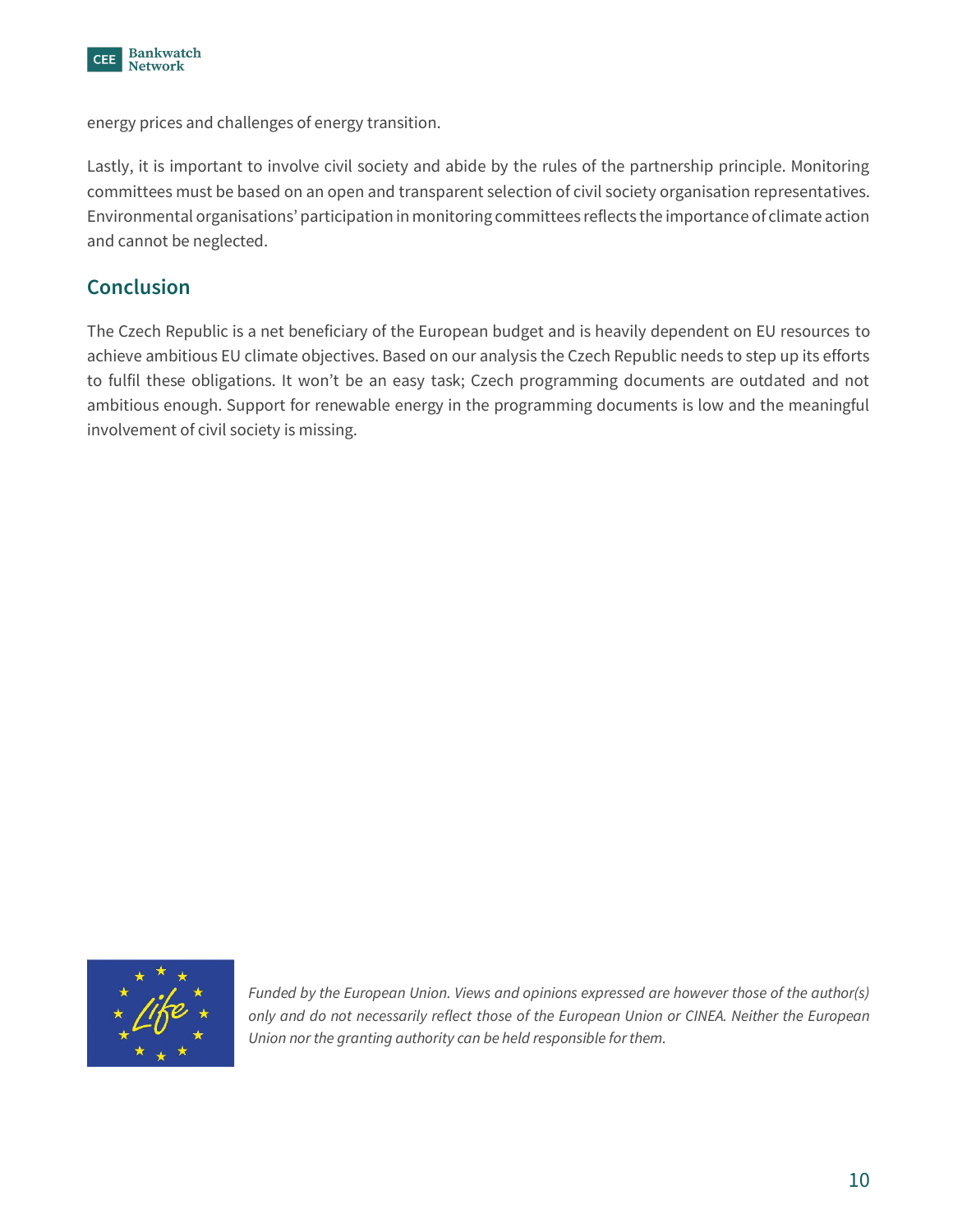energy prices and challenges of energy transition.

Lastly, it is important to involve civil society and abide by the rules of the partnership principle. Monitoring committees must be based on an open and transparent selection of civil society organisation representatives. Environmental organisations' participation in monitoring committees reflects the importance of climate action and cannot be neglected.

## Conclusion

The Czech Republic is a net beneficiary of the European budget and is heavily dependent on EU resources to achieve ambitious EU climate objectives. Based on our analysis the Czech Republic needs to step up its efforts to fulfil these obligations. It won't be an easy task; Czech programming documents are outdated and not ambitious enough. Support for renewable energy in the programming documents is low and the meaningful involvement of civil society is missing.

*Funded by the European Union. Views and opinions expressed are however those of the author(s) only and do not necessarily reflect those of the European Union or CINEA. Neither the European Union nor the granting authority can be held responsible for them.*